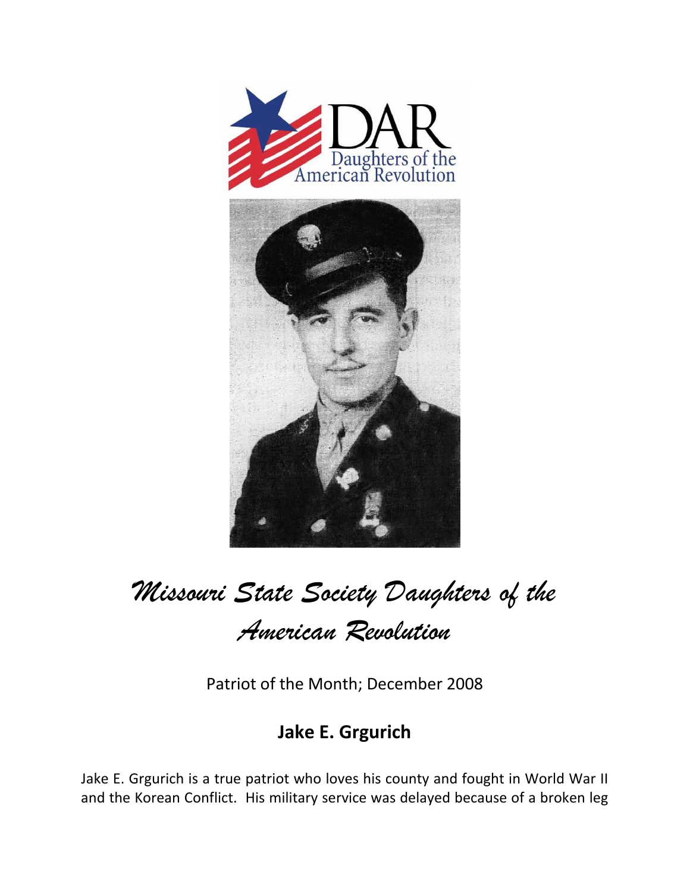# Missouri State Society Daughters of the American Revolution

Patriot of the Month; December 2008

## Jake E. Grgurich

Jake E. Grgurich is a true patriot who loves his county and fought in World War II and the Korean Conflict. His military service was delayed because of a broken leg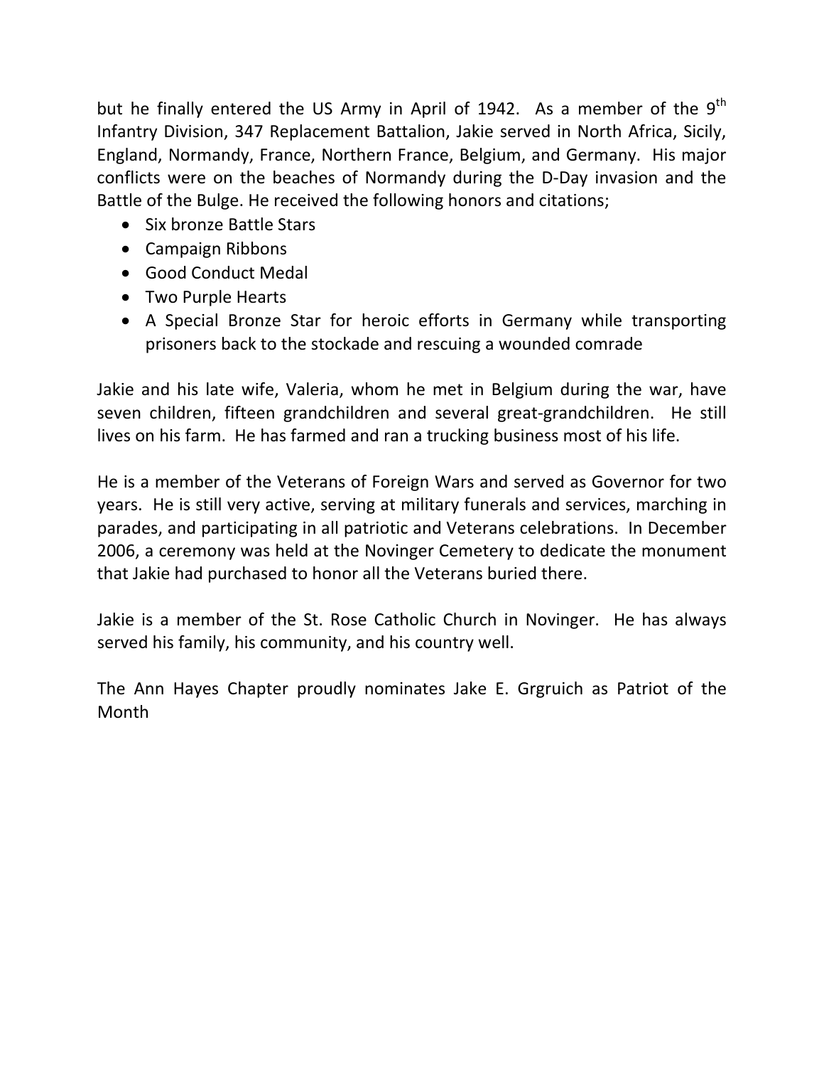but he finally entered the US Army in April of 1942. As a member of the 9th Infantry Division, 347 Replacement Battalion, Jakie served in North Africa, Sicily, England, Normandy, France, Northern France, Belgium, and Germany. His major conflicts were on the beaches of Normandy during the D-Day invasion and the Battle of the Bulge. He received the following honors and citations;

- Six bronze Battle Stars
- Campaign Ribbons
- Good Conduct Medal
- Two Purple Hearts
- A Special Bronze Star for heroic efforts in Germany while transporting prisoners back to the stockade and rescuing a wounded comrade

Jakie and his late wife, Valeria, whom he met in Belgium during the war, have seven children, fifteen grandchildren and several great-grandchildren. He still lives on his farm. He has farmed and ran a trucking business most of his life.

He is a member of the Veterans of Foreign Wars and served as Governor for two years. He is still very active, serving at military funerals and services, marching in parades, and participating in all patriotic and Veterans celebrations. In December 2006, a ceremony was held at the Novinger Cemetery to dedicate the monument that Jakie had purchased to honor all the Veterans buried there.

Jakie is a member of the St. Rose Catholic Church in Novinger. He has always served his family, his community, and his country well.

The Ann Hayes Chapter proudly nominates Jake E. Grgruich as Patriot of the Month